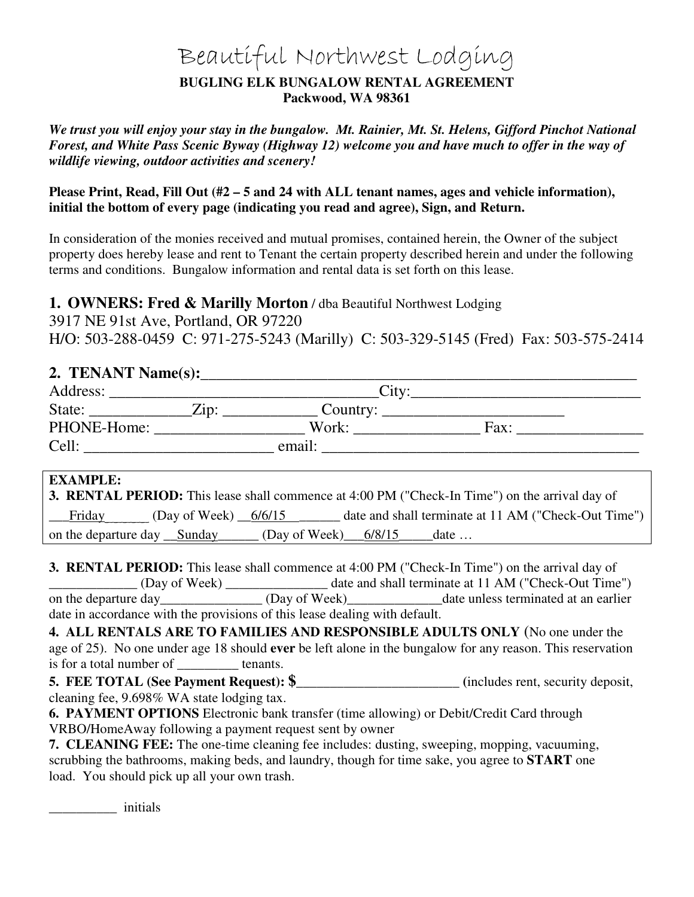# Beautiful Northwest Lodging

**BUGLING ELK BUNGALOW RENTAL AGREEMENT**
**Packwood, WA 98361**

***We trust you will enjoy your stay in the bungalow. Mt. Rainier, Mt. St. Helens, Gifford Pinchot National Forest, and White Pass Scenic Byway (Highway 12) welcome you and have much to offer in the way of wildlife viewing, outdoor activities and scenery!***

**Please Print, Read, Fill Out (#2 – 5 and 24 with ALL tenant names, ages and vehicle information), initial the bottom of every page (indicating you read and agree), Sign, and Return.**

In consideration of the monies received and mutual promises, contained herein, the Owner of the subject property does hereby lease and rent to Tenant the certain property described herein and under the following terms and conditions. Bungalow information and rental data is set forth on this lease.

**1. OWNERS: Fred & Marilly Morton** / dba Beautiful Northwest Lodging
3917 NE 91st Ave, Portland, OR 97220
H/O: 503-288-0459 C: 971-275-5243 (Marilly) C: 503-329-5145 (Fred) Fax: 503-575-2414

**2. TENANT Name(s):**___________________________________________________________
Address: __________________________________City:_____________________________
State: _____________Zip: ____________ Country: _______________________
PHONE-Home: ___________________ Work: ________________ Fax: ________________
Cell: ________________________ email: _________________________________________

**EXAMPLE:**
**3. RENTAL PERIOD:** This lease shall commence at 4:00 PM ("Check-In Time") on the arrival day of ___Friday______ (Day of Week) __6/6/15___ ______ date and shall terminate at 11 AM ("Check-Out Time") on the departure day __Sunday______ (Day of Week)___6/8/15_____date …

**3. RENTAL PERIOD:** This lease shall commence at 4:00 PM ("Check-In Time") on the arrival day of _____________ (Day of Week) _______________ date and shall terminate at 11 AM ("Check-Out Time") on the departure day_______________ (Day of Week)______________date unless terminated at an earlier date in accordance with the provisions of this lease dealing with default.

**4. ALL RENTALS ARE TO FAMILIES AND RESPONSIBLE ADULTS ONLY** (No one under the age of 25). No one under age 18 should **ever** be left alone in the bungalow for any reason. This reservation is for a total number of _________ tenants.

**5. FEE TOTAL (See Payment Request): $________________________** (includes rent, security deposit, cleaning fee, 9.698% WA state lodging tax.

**6. PAYMENT OPTIONS** Electronic bank transfer (time allowing) or Debit/Credit Card through VRBO/HomeAway following a payment request sent by owner

**7. CLEANING FEE:** The one-time cleaning fee includes: dusting, sweeping, mopping, vacuuming, scrubbing the bathrooms, making beds, and laundry, though for time sake, you agree to **START** one load. You should pick up all your own trash.

__________ initials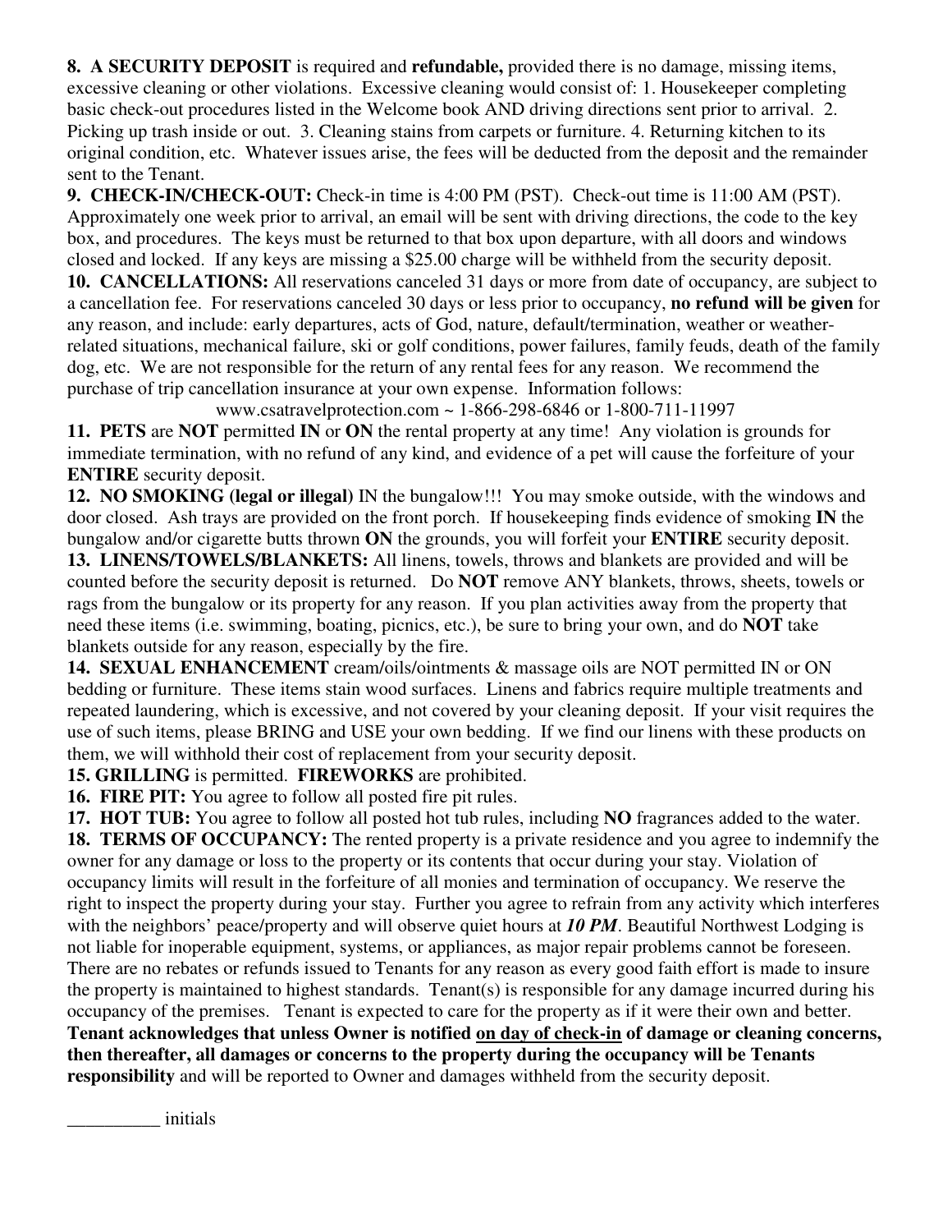**8. A SECURITY DEPOSIT** is required and **refundable,** provided there is no damage, missing items, excessive cleaning or other violations. Excessive cleaning would consist of: 1. Housekeeper completing basic check-out procedures listed in the Welcome book AND driving directions sent prior to arrival. 2. Picking up trash inside or out. 3. Cleaning stains from carpets or furniture. 4. Returning kitchen to its original condition, etc. Whatever issues arise, the fees will be deducted from the deposit and the remainder sent to the Tenant.

**9. CHECK-IN/CHECK-OUT:** Check-in time is 4:00 PM (PST). Check-out time is 11:00 AM (PST). Approximately one week prior to arrival, an email will be sent with driving directions, the code to the key box, and procedures. The keys must be returned to that box upon departure, with all doors and windows closed and locked. If any keys are missing a $25.00 charge will be withheld from the security deposit.

**10. CANCELLATIONS:** All reservations canceled 31 days or more from date of occupancy, are subject to a cancellation fee. For reservations canceled 30 days or less prior to occupancy, **no refund will be given** for any reason, and include: early departures, acts of God, nature, default/termination, weather or weather-related situations, mechanical failure, ski or golf conditions, power failures, family feuds, death of the family dog, etc. We are not responsible for the return of any rental fees for any reason. We recommend the purchase of trip cancellation insurance at your own expense. Information follows:

www.csatravelprotection.com ~ 1-866-298-6846 or 1-800-711-11997

**11. PETS** are **NOT** permitted **IN** or **ON** the rental property at any time! Any violation is grounds for immediate termination, with no refund of any kind, and evidence of a pet will cause the forfeiture of your **ENTIRE** security deposit.

**12. NO SMOKING (legal or illegal)** IN the bungalow!!! You may smoke outside, with the windows and door closed. Ash trays are provided on the front porch. If housekeeping finds evidence of smoking **IN** the bungalow and/or cigarette butts thrown **ON** the grounds, you will forfeit your **ENTIRE** security deposit.

**13. LINENS/TOWELS/BLANKETS:** All linens, towels, throws and blankets are provided and will be counted before the security deposit is returned. Do **NOT** remove ANY blankets, throws, sheets, towels or rags from the bungalow or its property for any reason. If you plan activities away from the property that need these items (i.e. swimming, boating, picnics, etc.), be sure to bring your own, and do **NOT** take blankets outside for any reason, especially by the fire.

**14. SEXUAL ENHANCEMENT** cream/oils/ointments & massage oils are NOT permitted IN or ON bedding or furniture. These items stain wood surfaces. Linens and fabrics require multiple treatments and repeated laundering, which is excessive, and not covered by your cleaning deposit. If your visit requires the use of such items, please BRING and USE your own bedding. If we find our linens with these products on them, we will withhold their cost of replacement from your security deposit.

**15. GRILLING** is permitted. **FIREWORKS** are prohibited.

**16. FIRE PIT:** You agree to follow all posted fire pit rules.

**17. HOT TUB:** You agree to follow all posted hot tub rules, including **NO** fragrances added to the water.

**18. TERMS OF OCCUPANCY:** The rented property is a private residence and you agree to indemnify the owner for any damage or loss to the property or its contents that occur during your stay. Violation of occupancy limits will result in the forfeiture of all monies and termination of occupancy. We reserve the right to inspect the property during your stay. Further you agree to refrain from any activity which interferes with the neighbors' peace/property and will observe quiet hours at ***10 PM***. Beautiful Northwest Lodging is not liable for inoperable equipment, systems, or appliances, as major repair problems cannot be foreseen. There are no rebates or refunds issued to Tenants for any reason as every good faith effort is made to insure the property is maintained to highest standards. Tenant(s) is responsible for any damage incurred during his occupancy of the premises. Tenant is expected to care for the property as if it were their own and better. **Tenant acknowledges that unless Owner is notified on day of check-in of damage or cleaning concerns, then thereafter, all damages or concerns to the property during the occupancy will be Tenants responsibility** and will be reported to Owner and damages withheld from the security deposit.

__________ initials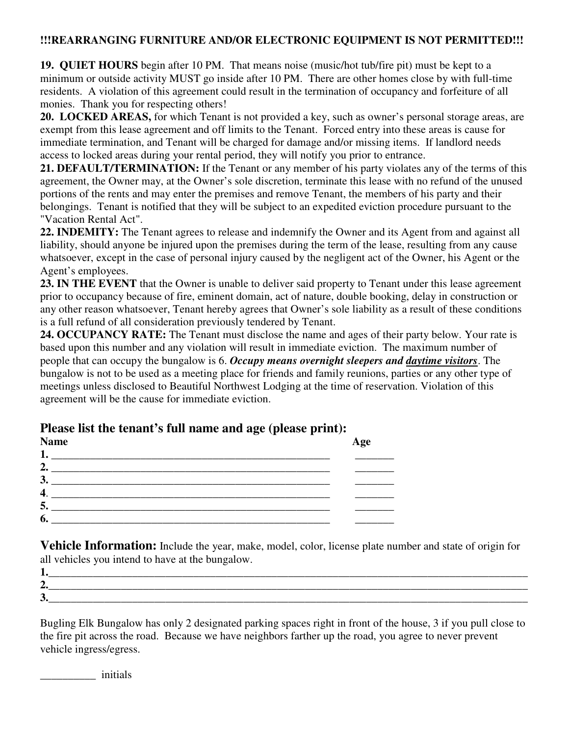**!!!REARRANGING FURNITURE AND/OR ELECTRONIC EQUIPMENT IS NOT PERMITTED!!!**

**19. QUIET HOURS** begin after 10 PM. That means noise (music/hot tub/fire pit) must be kept to a minimum or outside activity MUST go inside after 10 PM. There are other homes close by with full-time residents. A violation of this agreement could result in the termination of occupancy and forfeiture of all monies. Thank you for respecting others!

**20. LOCKED AREAS,** for which Tenant is not provided a key, such as owner's personal storage areas, are exempt from this lease agreement and off limits to the Tenant. Forced entry into these areas is cause for immediate termination, and Tenant will be charged for damage and/or missing items. If landlord needs access to locked areas during your rental period, they will notify you prior to entrance.

**21. DEFAULT/TERMINATION:** If the Tenant or any member of his party violates any of the terms of this agreement, the Owner may, at the Owner's sole discretion, terminate this lease with no refund of the unused portions of the rents and may enter the premises and remove Tenant, the members of his party and their belongings. Tenant is notified that they will be subject to an expedited eviction procedure pursuant to the "Vacation Rental Act".

**22. INDEMITY:** The Tenant agrees to release and indemnify the Owner and its Agent from and against all liability, should anyone be injured upon the premises during the term of the lease, resulting from any cause whatsoever, except in the case of personal injury caused by the negligent act of the Owner, his Agent or the Agent's employees.

**23. IN THE EVENT** that the Owner is unable to deliver said property to Tenant under this lease agreement prior to occupancy because of fire, eminent domain, act of nature, double booking, delay in construction or any other reason whatsoever, Tenant hereby agrees that Owner's sole liability as a result of these conditions is a full refund of all consideration previously tendered by Tenant.

**24. OCCUPANCY RATE:** The Tenant must disclose the name and ages of their party below. Your rate is based upon this number and any violation will result in immediate eviction. The maximum number of people that can occupy the bungalow is 6. ***Occupy means overnight sleepers and <u>daytime visitors</u>***. The bungalow is not to be used as a meeting place for friends and family reunions, parties or any other type of meetings unless disclosed to Beautiful Northwest Lodging at the time of reservation. Violation of this agreement will be the cause for immediate eviction.

## Please list the tenant's full name and age (please print):

| Name | Age |
|---|---|
| 1. ______________________________________________ | _______ |
| 2. ______________________________________________ | _______ |
| 3. ______________________________________________ | _______ |
| 4. ______________________________________________ | _______ |
| 5. ______________________________________________ | _______ |
| 6. ______________________________________________ | _______ |

**Vehicle Information:** Include the year, make, model, color, license plate number and state of origin for all vehicles you intend to have at the bungalow.

1.________________________________________________________________________________

2.________________________________________________________________________________

3.________________________________________________________________________________

Bugling Elk Bungalow has only 2 designated parking spaces right in front of the house, 3 if you pull close to the fire pit across the road. Because we have neighbors farther up the road, you agree to never prevent vehicle ingress/egress.

__________ initials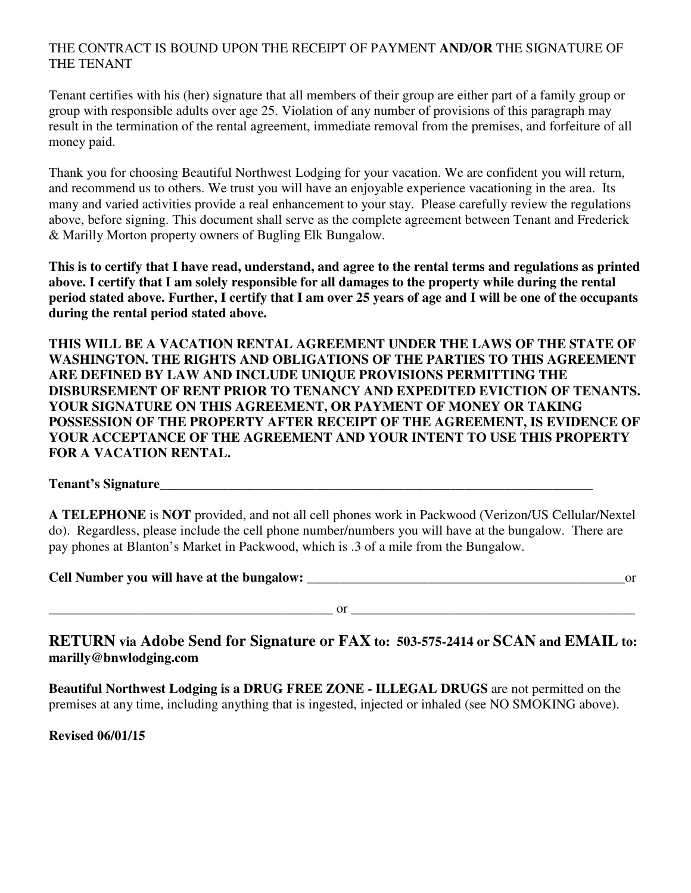THE CONTRACT IS BOUND UPON THE RECEIPT OF PAYMENT **AND/OR** THE SIGNATURE OF THE TENANT

Tenant certifies with his (her) signature that all members of their group are either part of a family group or group with responsible adults over age 25. Violation of any number of provisions of this paragraph may result in the termination of the rental agreement, immediate removal from the premises, and forfeiture of all money paid.

Thank you for choosing Beautiful Northwest Lodging for your vacation. We are confident you will return, and recommend us to others. We trust you will have an enjoyable experience vacationing in the area. Its many and varied activities provide a real enhancement to your stay. Please carefully review the regulations above, before signing. This document shall serve as the complete agreement between Tenant and Frederick & Marilly Morton property owners of Bugling Elk Bungalow.

**This is to certify that I have read, understand, and agree to the rental terms and regulations as printed above. I certify that I am solely responsible for all damages to the property while during the rental period stated above. Further, I certify that I am over 25 years of age and I will be one of the occupants during the rental period stated above.**

**THIS WILL BE A VACATION RENTAL AGREEMENT UNDER THE LAWS OF THE STATE OF WASHINGTON. THE RIGHTS AND OBLIGATIONS OF THE PARTIES TO THIS AGREEMENT ARE DEFINED BY LAW AND INCLUDE UNIQUE PROVISIONS PERMITTING THE DISBURSEMENT OF RENT PRIOR TO TENANCY AND EXPEDITED EVICTION OF TENANTS. YOUR SIGNATURE ON THIS AGREEMENT, OR PAYMENT OF MONEY OR TAKING POSSESSION OF THE PROPERTY AFTER RECEIPT OF THE AGREEMENT, IS EVIDENCE OF YOUR ACCEPTANCE OF THE AGREEMENT AND YOUR INTENT TO USE THIS PROPERTY FOR A VACATION RENTAL.**

**Tenant's Signature**_________________________________________________________________

**A TELEPHONE** is **NOT** provided, and not all cell phones work in Packwood (Verizon/US Cellular/Nextel do). Regardless, please include the cell phone number/numbers you will have at the bungalow. There are pay phones at Blanton's Market in Packwood, which is .3 of a mile from the Bungalow.

**Cell Number you will have at the bungalow:** ______________________________________________or

__________________________________________ or ___________________________________________

**RETURN via Adobe Send for Signature or FAX to: 503-575-2414 or SCAN and EMAIL to: marilly@bnwlodging.com**

**Beautiful Northwest Lodging is a DRUG FREE ZONE - ILLEGAL DRUGS** are not permitted on the premises at any time, including anything that is ingested, injected or inhaled (see NO SMOKING above).

**Revised 06/01/15**